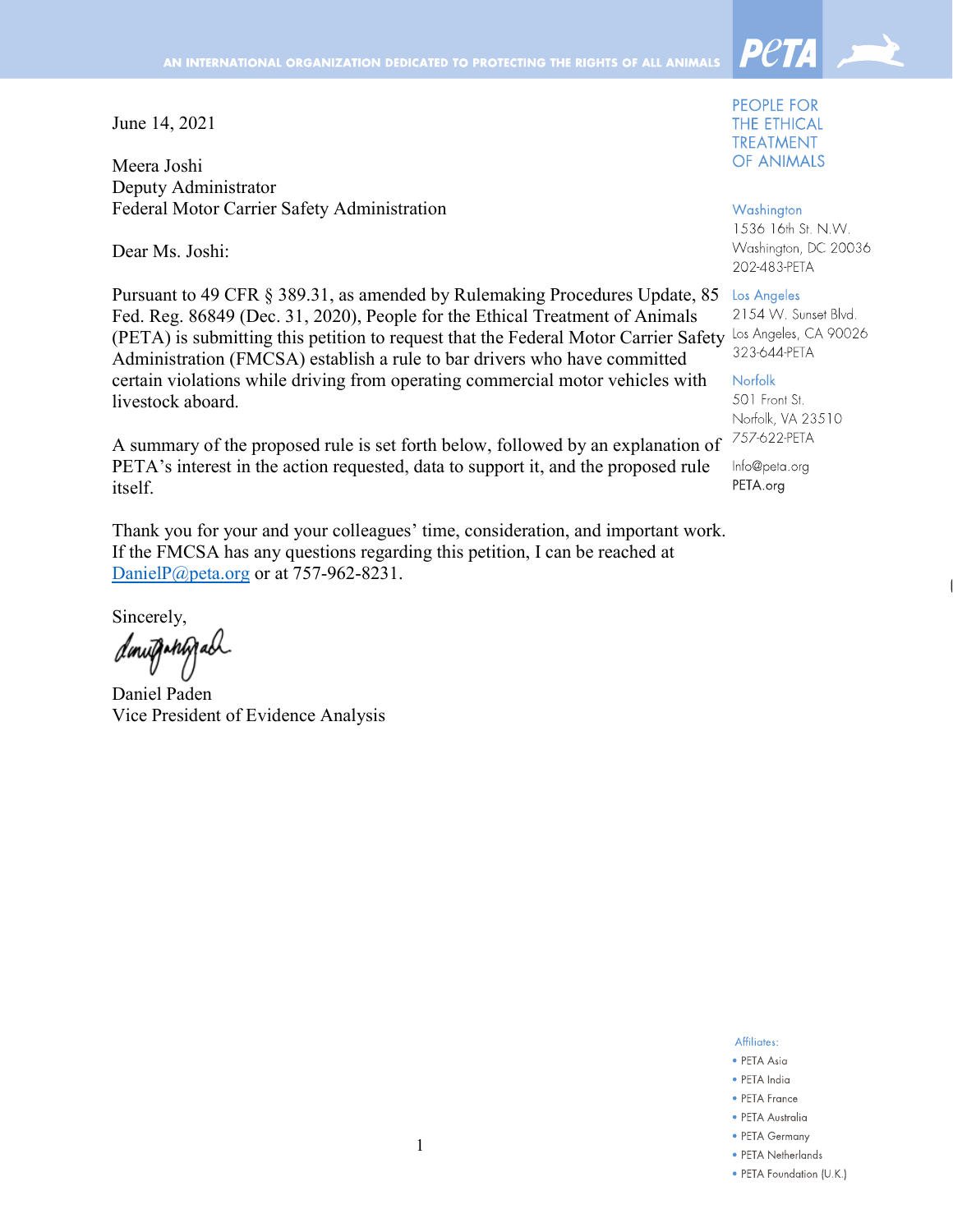AN INTERNATIONAL ORGANIZATION DEDICATED TO PROTECTING THE RIGHTS OF ALL ANIMALS

PETA

PEOPLE FOR THE ETHICAL TREATMENT OF ANIMALS

Washington
1536 16th St. N.W.
Washington, DC 20036
202-483-PETA

Los Angeles
2154 W. Sunset Blvd.
Los Angeles, CA 90026
323-644-PETA

Norfolk
501 Front St.
Norfolk, VA 23510
757-622-PETA

Info@peta.org
PETA.org

June 14, 2021

Meera Joshi
Deputy Administrator
Federal Motor Carrier Safety Administration

Dear Ms. Joshi:

Pursuant to 49 CFR § 389.31, as amended by Rulemaking Procedures Update, 85 Fed. Reg. 86849 (Dec. 31, 2020), People for the Ethical Treatment of Animals (PETA) is submitting this petition to request that the Federal Motor Carrier Safety Administration (FMCSA) establish a rule to bar drivers who have committed certain violations while driving from operating commercial motor vehicles with livestock aboard.

A summary of the proposed rule is set forth below, followed by an explanation of PETA's interest in the action requested, data to support it, and the proposed rule itself.

Thank you for your and your colleagues' time, consideration, and important work. If the FMCSA has any questions regarding this petition, I can be reached at DanielP@peta.org or at 757-962-8231.

Sincerely,

Daniel Paden
Vice President of Evidence Analysis

Affiliates:
- PETA Asia
- PETA India
- PETA France
- PETA Australia
- PETA Germany
- PETA Netherlands
- PETA Foundation (U.K.)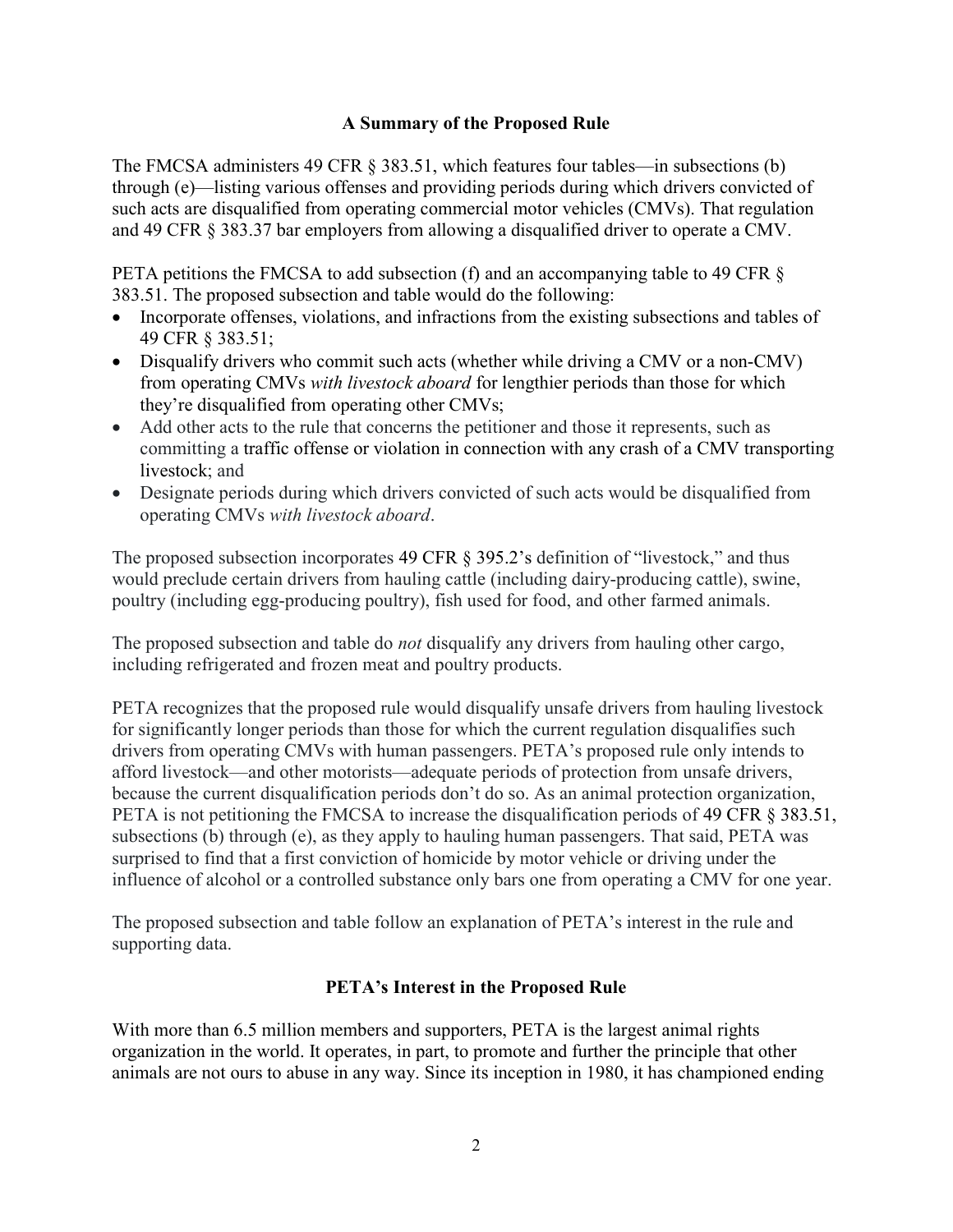## A Summary of the Proposed Rule

The FMCSA administers 49 CFR § 383.51, which features four tables—in subsections (b) through (e)—listing various offenses and providing periods during which drivers convicted of such acts are disqualified from operating commercial motor vehicles (CMVs). That regulation and 49 CFR § 383.37 bar employers from allowing a disqualified driver to operate a CMV.

PETA petitions the FMCSA to add subsection (f) and an accompanying table to 49 CFR § 383.51. The proposed subsection and table would do the following:

- Incorporate offenses, violations, and infractions from the existing subsections and tables of 49 CFR § 383.51;
- Disqualify drivers who commit such acts (whether while driving a CMV or a non-CMV) from operating CMVs *with livestock aboard* for lengthier periods than those for which they're disqualified from operating other CMVs;
- Add other acts to the rule that concerns the petitioner and those it represents, such as committing a traffic offense or violation in connection with any crash of a CMV transporting livestock; and
- Designate periods during which drivers convicted of such acts would be disqualified from operating CMVs *with livestock aboard*.

The proposed subsection incorporates 49 CFR § 395.2's definition of "livestock," and thus would preclude certain drivers from hauling cattle (including dairy-producing cattle), swine, poultry (including egg-producing poultry), fish used for food, and other farmed animals.

The proposed subsection and table do *not* disqualify any drivers from hauling other cargo, including refrigerated and frozen meat and poultry products.

PETA recognizes that the proposed rule would disqualify unsafe drivers from hauling livestock for significantly longer periods than those for which the current regulation disqualifies such drivers from operating CMVs with human passengers. PETA's proposed rule only intends to afford livestock—and other motorists—adequate periods of protection from unsafe drivers, because the current disqualification periods don't do so. As an animal protection organization, PETA is not petitioning the FMCSA to increase the disqualification periods of 49 CFR § 383.51, subsections (b) through (e), as they apply to hauling human passengers. That said, PETA was surprised to find that a first conviction of homicide by motor vehicle or driving under the influence of alcohol or a controlled substance only bars one from operating a CMV for one year.

The proposed subsection and table follow an explanation of PETA's interest in the rule and supporting data.

## PETA's Interest in the Proposed Rule

With more than 6.5 million members and supporters, PETA is the largest animal rights organization in the world. It operates, in part, to promote and further the principle that other animals are not ours to abuse in any way. Since its inception in 1980, it has championed ending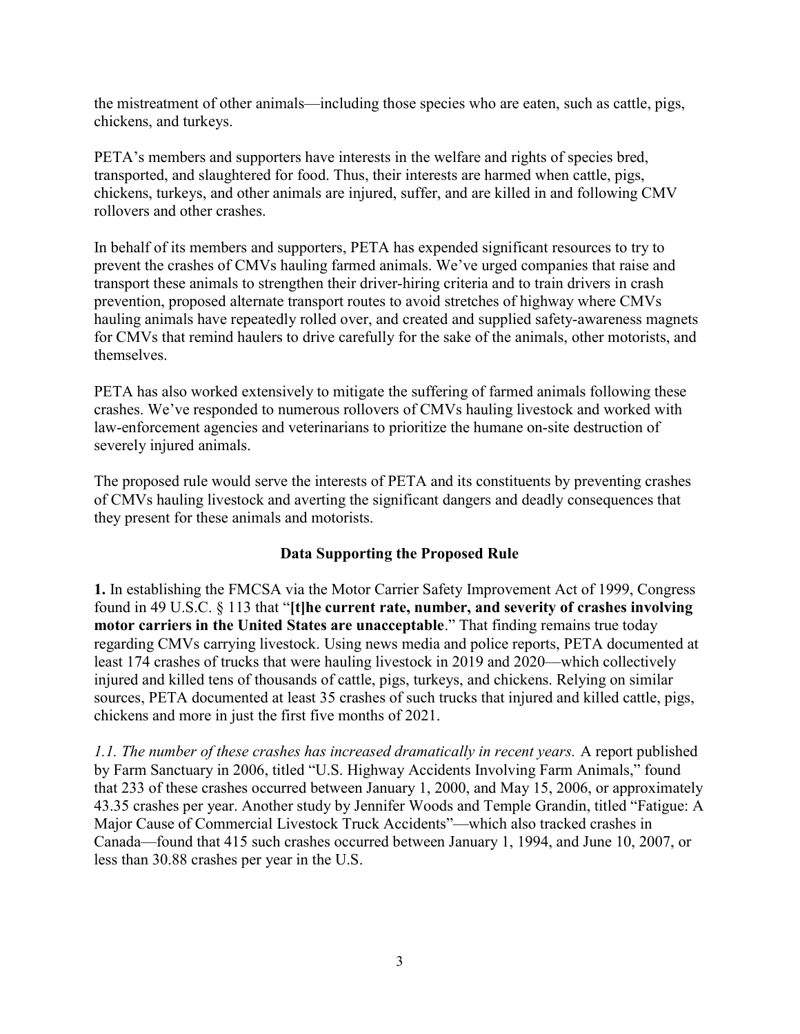the mistreatment of other animals—including those species who are eaten, such as cattle, pigs, chickens, and turkeys.

PETA's members and supporters have interests in the welfare and rights of species bred, transported, and slaughtered for food. Thus, their interests are harmed when cattle, pigs, chickens, turkeys, and other animals are injured, suffer, and are killed in and following CMV rollovers and other crashes.

In behalf of its members and supporters, PETA has expended significant resources to try to prevent the crashes of CMVs hauling farmed animals. We've urged companies that raise and transport these animals to strengthen their driver-hiring criteria and to train drivers in crash prevention, proposed alternate transport routes to avoid stretches of highway where CMVs hauling animals have repeatedly rolled over, and created and supplied safety-awareness magnets for CMVs that remind haulers to drive carefully for the sake of the animals, other motorists, and themselves.

PETA has also worked extensively to mitigate the suffering of farmed animals following these crashes. We've responded to numerous rollovers of CMVs hauling livestock and worked with law-enforcement agencies and veterinarians to prioritize the humane on-site destruction of severely injured animals.

The proposed rule would serve the interests of PETA and its constituents by preventing crashes of CMVs hauling livestock and averting the significant dangers and deadly consequences that they present for these animals and motorists.

## Data Supporting the Proposed Rule

**1.** In establishing the FMCSA via the Motor Carrier Safety Improvement Act of 1999, Congress found in 49 U.S.C. § 113 that "**[t]he current rate, number, and severity of crashes involving motor carriers in the United States are unacceptable**." That finding remains true today regarding CMVs carrying livestock. Using news media and police reports, PETA documented at least 174 crashes of trucks that were hauling livestock in 2019 and 2020—which collectively injured and killed tens of thousands of cattle, pigs, turkeys, and chickens. Relying on similar sources, PETA documented at least 35 crashes of such trucks that injured and killed cattle, pigs, chickens and more in just the first five months of 2021.

*1.1. The number of these crashes has increased dramatically in recent years.* A report published by Farm Sanctuary in 2006, titled "U.S. Highway Accidents Involving Farm Animals," found that 233 of these crashes occurred between January 1, 2000, and May 15, 2006, or approximately 43.35 crashes per year. Another study by Jennifer Woods and Temple Grandin, titled "Fatigue: A Major Cause of Commercial Livestock Truck Accidents"—which also tracked crashes in Canada—found that 415 such crashes occurred between January 1, 1994, and June 10, 2007, or less than 30.88 crashes per year in the U.S.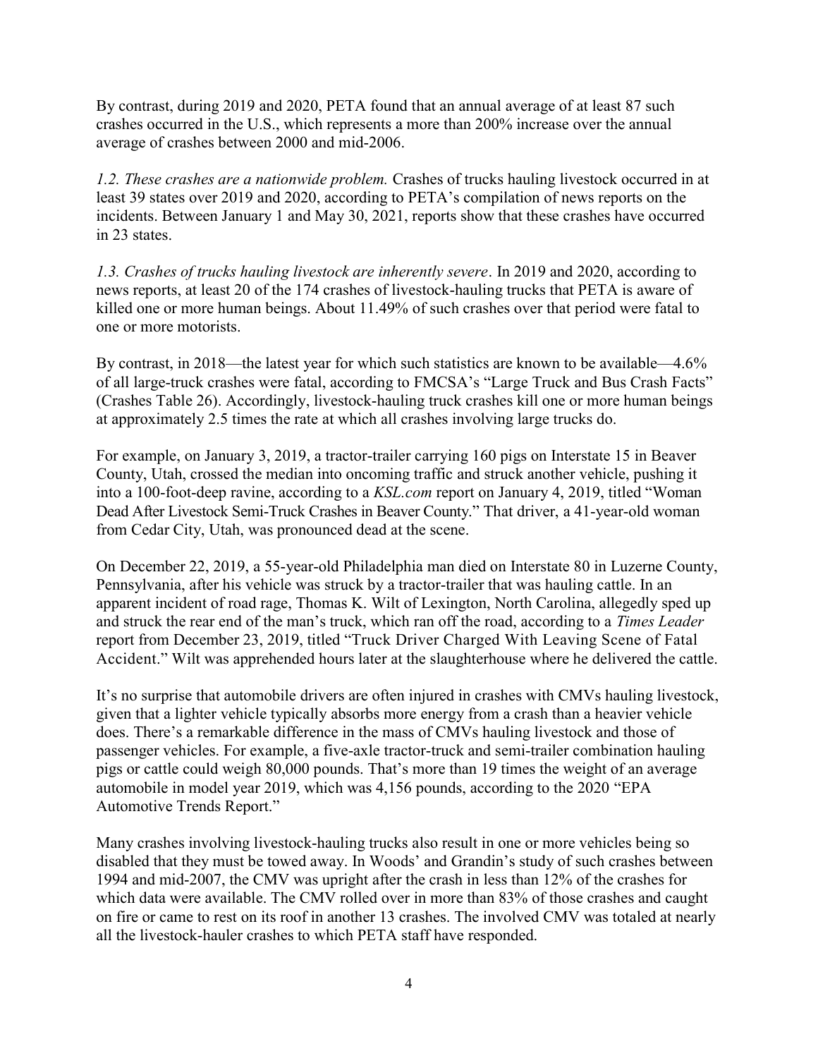By contrast, during 2019 and 2020, PETA found that an annual average of at least 87 such crashes occurred in the U.S., which represents a more than 200% increase over the annual average of crashes between 2000 and mid-2006.

*1.2. These crashes are a nationwide problem.* Crashes of trucks hauling livestock occurred in at least 39 states over 2019 and 2020, according to PETA's compilation of news reports on the incidents. Between January 1 and May 30, 2021, reports show that these crashes have occurred in 23 states.

*1.3. Crashes of trucks hauling livestock are inherently severe*. In 2019 and 2020, according to news reports, at least 20 of the 174 crashes of livestock-hauling trucks that PETA is aware of killed one or more human beings. About 11.49% of such crashes over that period were fatal to one or more motorists.

By contrast, in 2018—the latest year for which such statistics are known to be available—4.6% of all large-truck crashes were fatal, according to FMCSA's "Large Truck and Bus Crash Facts" (Crashes Table 26). Accordingly, livestock-hauling truck crashes kill one or more human beings at approximately 2.5 times the rate at which all crashes involving large trucks do.

For example, on January 3, 2019, a tractor-trailer carrying 160 pigs on Interstate 15 in Beaver County, Utah, crossed the median into oncoming traffic and struck another vehicle, pushing it into a 100-foot-deep ravine, according to a *KSL.com* report on January 4, 2019, titled "Woman Dead After Livestock Semi-Truck Crashes in Beaver County." That driver, a 41-year-old woman from Cedar City, Utah, was pronounced dead at the scene.

On December 22, 2019, a 55-year-old Philadelphia man died on Interstate 80 in Luzerne County, Pennsylvania, after his vehicle was struck by a tractor-trailer that was hauling cattle. In an apparent incident of road rage, Thomas K. Wilt of Lexington, North Carolina, allegedly sped up and struck the rear end of the man's truck, which ran off the road, according to a *Times Leader* report from December 23, 2019, titled "Truck Driver Charged With Leaving Scene of Fatal Accident." Wilt was apprehended hours later at the slaughterhouse where he delivered the cattle.

It's no surprise that automobile drivers are often injured in crashes with CMVs hauling livestock, given that a lighter vehicle typically absorbs more energy from a crash than a heavier vehicle does. There's a remarkable difference in the mass of CMVs hauling livestock and those of passenger vehicles. For example, a five-axle tractor-truck and semi-trailer combination hauling pigs or cattle could weigh 80,000 pounds. That's more than 19 times the weight of an average automobile in model year 2019, which was 4,156 pounds, according to the 2020 "EPA Automotive Trends Report."

Many crashes involving livestock-hauling trucks also result in one or more vehicles being so disabled that they must be towed away. In Woods' and Grandin's study of such crashes between 1994 and mid-2007, the CMV was upright after the crash in less than 12% of the crashes for which data were available. The CMV rolled over in more than 83% of those crashes and caught on fire or came to rest on its roof in another 13 crashes. The involved CMV was totaled at nearly all the livestock-hauler crashes to which PETA staff have responded.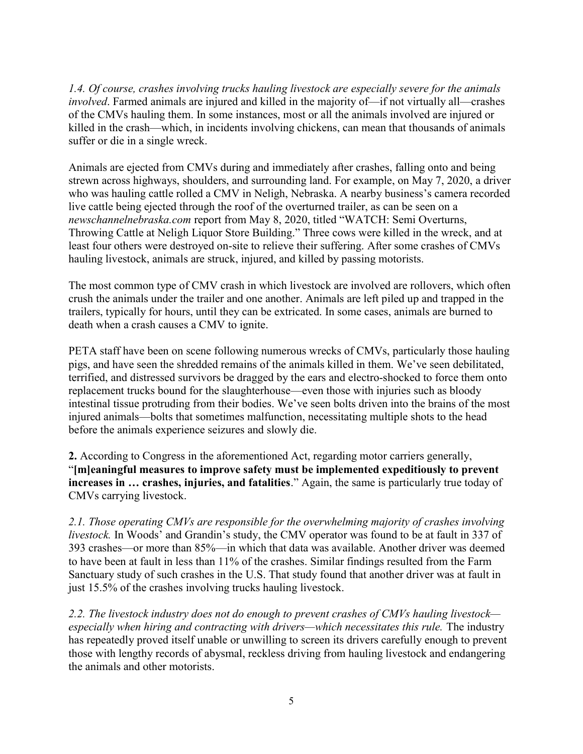*1.4. Of course, crashes involving trucks hauling livestock are especially severe for the animals involved*. Farmed animals are injured and killed in the majority of—if not virtually all—crashes of the CMVs hauling them. In some instances, most or all the animals involved are injured or killed in the crash—which, in incidents involving chickens, can mean that thousands of animals suffer or die in a single wreck.

Animals are ejected from CMVs during and immediately after crashes, falling onto and being strewn across highways, shoulders, and surrounding land. For example, on May 7, 2020, a driver who was hauling cattle rolled a CMV in Neligh, Nebraska. A nearby business's camera recorded live cattle being ejected through the roof of the overturned trailer, as can be seen on a *newschannelnebraska.com* report from May 8, 2020, titled "WATCH: Semi Overturns, Throwing Cattle at Neligh Liquor Store Building." Three cows were killed in the wreck, and at least four others were destroyed on-site to relieve their suffering. After some crashes of CMVs hauling livestock, animals are struck, injured, and killed by passing motorists.

The most common type of CMV crash in which livestock are involved are rollovers, which often crush the animals under the trailer and one another. Animals are left piled up and trapped in the trailers, typically for hours, until they can be extricated. In some cases, animals are burned to death when a crash causes a CMV to ignite.

PETA staff have been on scene following numerous wrecks of CMVs, particularly those hauling pigs, and have seen the shredded remains of the animals killed in them. We've seen debilitated, terrified, and distressed survivors be dragged by the ears and electro-shocked to force them onto replacement trucks bound for the slaughterhouse—even those with injuries such as bloody intestinal tissue protruding from their bodies. We've seen bolts driven into the brains of the most injured animals—bolts that sometimes malfunction, necessitating multiple shots to the head before the animals experience seizures and slowly die.

**2.** According to Congress in the aforementioned Act, regarding motor carriers generally, "**[m]eaningful measures to improve safety must be implemented expeditiously to prevent increases in … crashes, injuries, and fatalities**." Again, the same is particularly true today of CMVs carrying livestock.

*2.1. Those operating CMVs are responsible for the overwhelming majority of crashes involving livestock.* In Woods' and Grandin's study, the CMV operator was found to be at fault in 337 of 393 crashes—or more than 85%—in which that data was available. Another driver was deemed to have been at fault in less than 11% of the crashes. Similar findings resulted from the Farm Sanctuary study of such crashes in the U.S. That study found that another driver was at fault in just 15.5% of the crashes involving trucks hauling livestock.

*2.2. The livestock industry does not do enough to prevent crashes of CMVs hauling livestock—especially when hiring and contracting with drivers—which necessitates this rule.* The industry has repeatedly proved itself unable or unwilling to screen its drivers carefully enough to prevent those with lengthy records of abysmal, reckless driving from hauling livestock and endangering the animals and other motorists.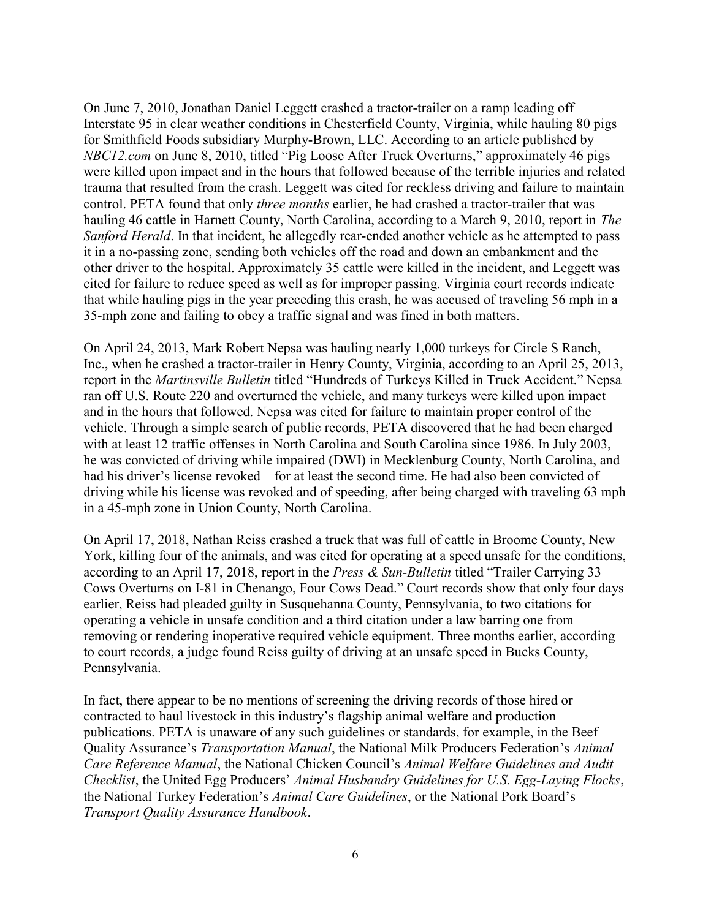On June 7, 2010, Jonathan Daniel Leggett crashed a tractor-trailer on a ramp leading off Interstate 95 in clear weather conditions in Chesterfield County, Virginia, while hauling 80 pigs for Smithfield Foods subsidiary Murphy-Brown, LLC. According to an article published by *NBC12.com* on June 8, 2010, titled "Pig Loose After Truck Overturns," approximately 46 pigs were killed upon impact and in the hours that followed because of the terrible injuries and related trauma that resulted from the crash. Leggett was cited for reckless driving and failure to maintain control. PETA found that only *three months* earlier, he had crashed a tractor-trailer that was hauling 46 cattle in Harnett County, North Carolina, according to a March 9, 2010, report in *The Sanford Herald*. In that incident, he allegedly rear-ended another vehicle as he attempted to pass it in a no-passing zone, sending both vehicles off the road and down an embankment and the other driver to the hospital. Approximately 35 cattle were killed in the incident, and Leggett was cited for failure to reduce speed as well as for improper passing. Virginia court records indicate that while hauling pigs in the year preceding this crash, he was accused of traveling 56 mph in a 35-mph zone and failing to obey a traffic signal and was fined in both matters.

On April 24, 2013, Mark Robert Nepsa was hauling nearly 1,000 turkeys for Circle S Ranch, Inc., when he crashed a tractor-trailer in Henry County, Virginia, according to an April 25, 2013, report in the *Martinsville Bulletin* titled "Hundreds of Turkeys Killed in Truck Accident." Nepsa ran off U.S. Route 220 and overturned the vehicle, and many turkeys were killed upon impact and in the hours that followed. Nepsa was cited for failure to maintain proper control of the vehicle. Through a simple search of public records, PETA discovered that he had been charged with at least 12 traffic offenses in North Carolina and South Carolina since 1986. In July 2003, he was convicted of driving while impaired (DWI) in Mecklenburg County, North Carolina, and had his driver's license revoked—for at least the second time. He had also been convicted of driving while his license was revoked and of speeding, after being charged with traveling 63 mph in a 45-mph zone in Union County, North Carolina.

On April 17, 2018, Nathan Reiss crashed a truck that was full of cattle in Broome County, New York, killing four of the animals, and was cited for operating at a speed unsafe for the conditions, according to an April 17, 2018, report in the *Press & Sun-Bulletin* titled "Trailer Carrying 33 Cows Overturns on I-81 in Chenango, Four Cows Dead." Court records show that only four days earlier, Reiss had pleaded guilty in Susquehanna County, Pennsylvania, to two citations for operating a vehicle in unsafe condition and a third citation under a law barring one from removing or rendering inoperative required vehicle equipment. Three months earlier, according to court records, a judge found Reiss guilty of driving at an unsafe speed in Bucks County, Pennsylvania.

In fact, there appear to be no mentions of screening the driving records of those hired or contracted to haul livestock in this industry's flagship animal welfare and production publications. PETA is unaware of any such guidelines or standards, for example, in the Beef Quality Assurance's *Transportation Manual*, the National Milk Producers Federation's *Animal Care Reference Manual*, the National Chicken Council's *Animal Welfare Guidelines and Audit Checklist*, the United Egg Producers' *Animal Husbandry Guidelines for U.S. Egg-Laying Flocks*, the National Turkey Federation's *Animal Care Guidelines*, or the National Pork Board's *Transport Quality Assurance Handbook*.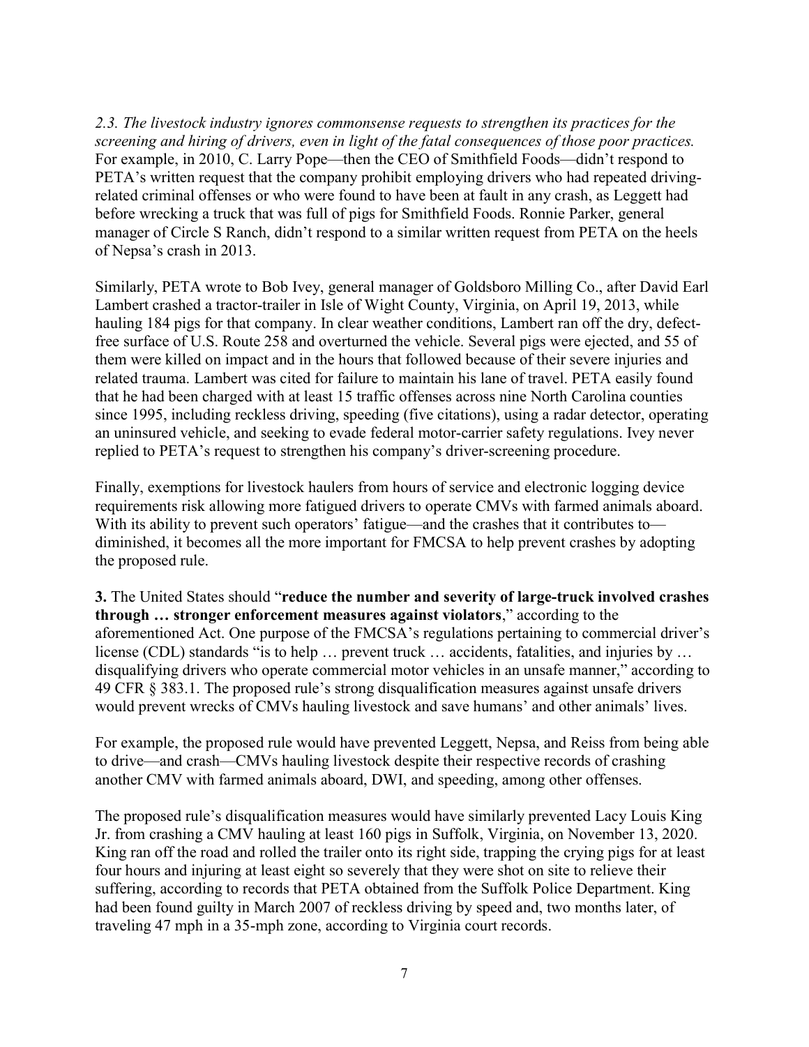*2.3. The livestock industry ignores commonsense requests to strengthen its practices for the screening and hiring of drivers, even in light of the fatal consequences of those poor practices.* For example, in 2010, C. Larry Pope—then the CEO of Smithfield Foods—didn't respond to PETA's written request that the company prohibit employing drivers who had repeated driving-related criminal offenses or who were found to have been at fault in any crash, as Leggett had before wrecking a truck that was full of pigs for Smithfield Foods. Ronnie Parker, general manager of Circle S Ranch, didn't respond to a similar written request from PETA on the heels of Nepsa's crash in 2013.

Similarly, PETA wrote to Bob Ivey, general manager of Goldsboro Milling Co., after David Earl Lambert crashed a tractor-trailer in Isle of Wight County, Virginia, on April 19, 2013, while hauling 184 pigs for that company. In clear weather conditions, Lambert ran off the dry, defect-free surface of U.S. Route 258 and overturned the vehicle. Several pigs were ejected, and 55 of them were killed on impact and in the hours that followed because of their severe injuries and related trauma. Lambert was cited for failure to maintain his lane of travel. PETA easily found that he had been charged with at least 15 traffic offenses across nine North Carolina counties since 1995, including reckless driving, speeding (five citations), using a radar detector, operating an uninsured vehicle, and seeking to evade federal motor-carrier safety regulations. Ivey never replied to PETA's request to strengthen his company's driver-screening procedure.

Finally, exemptions for livestock haulers from hours of service and electronic logging device requirements risk allowing more fatigued drivers to operate CMVs with farmed animals aboard. With its ability to prevent such operators' fatigue—and the crashes that it contributes to—diminished, it becomes all the more important for FMCSA to help prevent crashes by adopting the proposed rule.

**3.** The United States should "**reduce the number and severity of large-truck involved crashes through … stronger enforcement measures against violators**," according to the aforementioned Act. One purpose of the FMCSA's regulations pertaining to commercial driver's license (CDL) standards "is to help … prevent truck … accidents, fatalities, and injuries by … disqualifying drivers who operate commercial motor vehicles in an unsafe manner," according to 49 CFR § 383.1. The proposed rule's strong disqualification measures against unsafe drivers would prevent wrecks of CMVs hauling livestock and save humans' and other animals' lives.

For example, the proposed rule would have prevented Leggett, Nepsa, and Reiss from being able to drive—and crash—CMVs hauling livestock despite their respective records of crashing another CMV with farmed animals aboard, DWI, and speeding, among other offenses.

The proposed rule's disqualification measures would have similarly prevented Lacy Louis King Jr. from crashing a CMV hauling at least 160 pigs in Suffolk, Virginia, on November 13, 2020. King ran off the road and rolled the trailer onto its right side, trapping the crying pigs for at least four hours and injuring at least eight so severely that they were shot on site to relieve their suffering, according to records that PETA obtained from the Suffolk Police Department. King had been found guilty in March 2007 of reckless driving by speed and, two months later, of traveling 47 mph in a 35-mph zone, according to Virginia court records.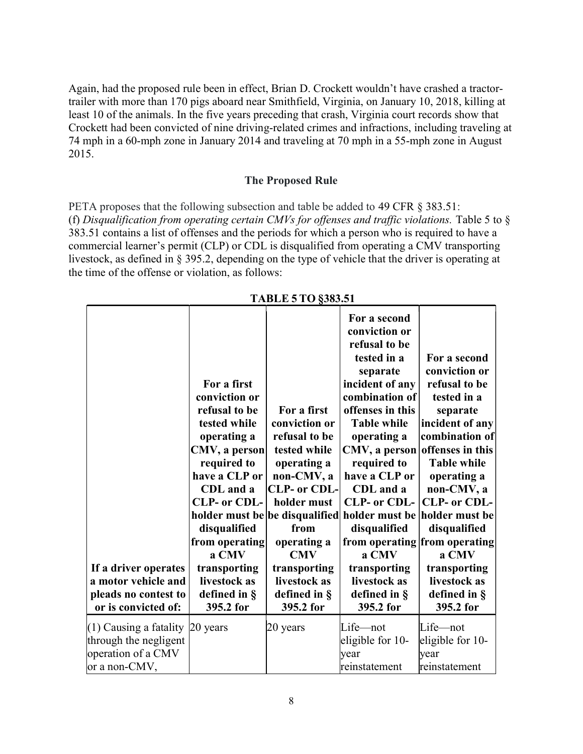Again, had the proposed rule been in effect, Brian D. Crockett wouldn't have crashed a tractor-trailer with more than 170 pigs aboard near Smithfield, Virginia, on January 10, 2018, killing at least 10 of the animals. In the five years preceding that crash, Virginia court records show that Crockett had been convicted of nine driving-related crimes and infractions, including traveling at 74 mph in a 60-mph zone in January 2014 and traveling at 70 mph in a 55-mph zone in August 2015.

## The Proposed Rule

PETA proposes that the following subsection and table be added to 49 CFR § 383.51:
(f) *Disqualification from operating certain CMVs for offenses and traffic violations.* Table 5 to § 383.51 contains a list of offenses and the periods for which a person who is required to have a commercial learner's permit (CLP) or CDL is disqualified from operating a CMV transporting livestock, as defined in § 395.2, depending on the type of vehicle that the driver is operating at the time of the offense or violation, as follows:

**TABLE 5 TO §383.51**

| If a driver operates a motor vehicle and pleads no contest to or is convicted of: | For a first conviction or refusal to be tested while operating a CMV, a person required to have a CLP or CDL and a CLP- or CDL-holder must be disqualified from operating a CMV transporting livestock as defined in § 395.2 for | For a first conviction or refusal to be tested while operating a non-CMV, a CLP- or CDL-holder must be disqualified from operating a CMV transporting livestock as defined in § 395.2 for | For a second conviction or refusal to be tested in a separate incident of any combination of offenses in this Table while operating a CMV, a person required to have a CLP or CDL and a CLP- or CDL-holder must be disqualified from operating a CMV transporting livestock as defined in § 395.2 for | For a second conviction or refusal to be tested in a separate incident of any combination of offenses in this Table while operating a non-CMV, a CLP- or CDL-holder must be disqualified from operating a CMV transporting livestock as defined in § 395.2 for |
|---|---|---|---|---|
| (1) Causing a fatality through the negligent operation of a CMV or a non-CMV, | 20 years | 20 years | Life—not eligible for 10-year reinstatement | Life—not eligible for 10-year reinstatement |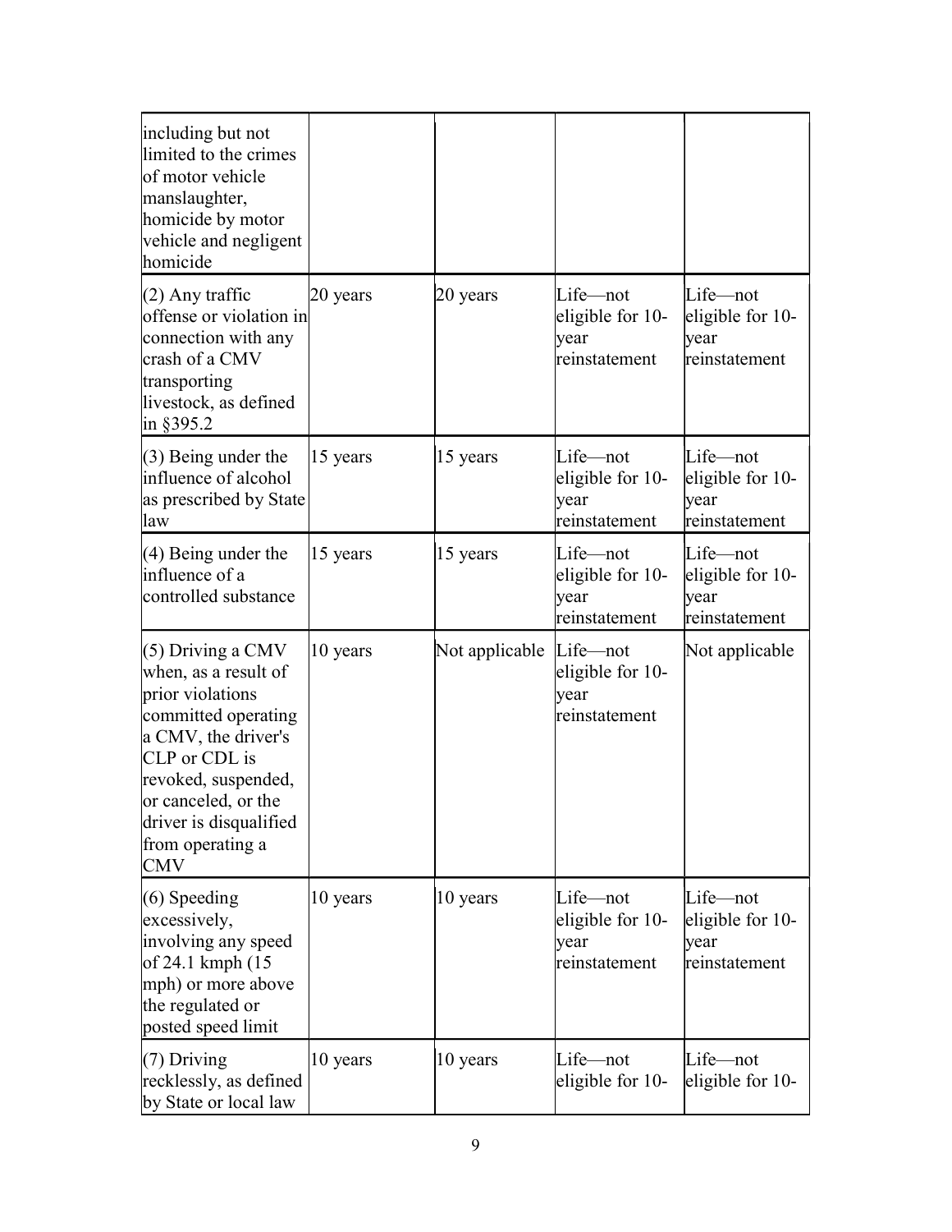| | | | | |
|---|---|---|---|---|
| including but not limited to the crimes of motor vehicle manslaughter, homicide by motor vehicle and negligent homicide | | | | |
| (2) Any traffic offense or violation in connection with any crash of a CMV transporting livestock, as defined in §395.2 | 20 years | 20 years | Life—not eligible for 10-year reinstatement | Life—not eligible for 10-year reinstatement |
| (3) Being under the influence of alcohol as prescribed by State law | 15 years | 15 years | Life—not eligible for 10-year reinstatement | Life—not eligible for 10-year reinstatement |
| (4) Being under the influence of a controlled substance | 15 years | 15 years | Life—not eligible for 10-year reinstatement | Life—not eligible for 10-year reinstatement |
| (5) Driving a CMV when, as a result of prior violations committed operating a CMV, the driver's CLP or CDL is revoked, suspended, or canceled, or the driver is disqualified from operating a CMV | 10 years | Not applicable | Life—not eligible for 10-year reinstatement | Not applicable |
| (6) Speeding excessively, involving any speed of 24.1 kmph (15 mph) or more above the regulated or posted speed limit | 10 years | 10 years | Life—not eligible for 10-year reinstatement | Life—not eligible for 10-year reinstatement |
| (7) Driving recklessly, as defined by State or local law | 10 years | 10 years | Life—not eligible for 10- | Life—not eligible for 10- |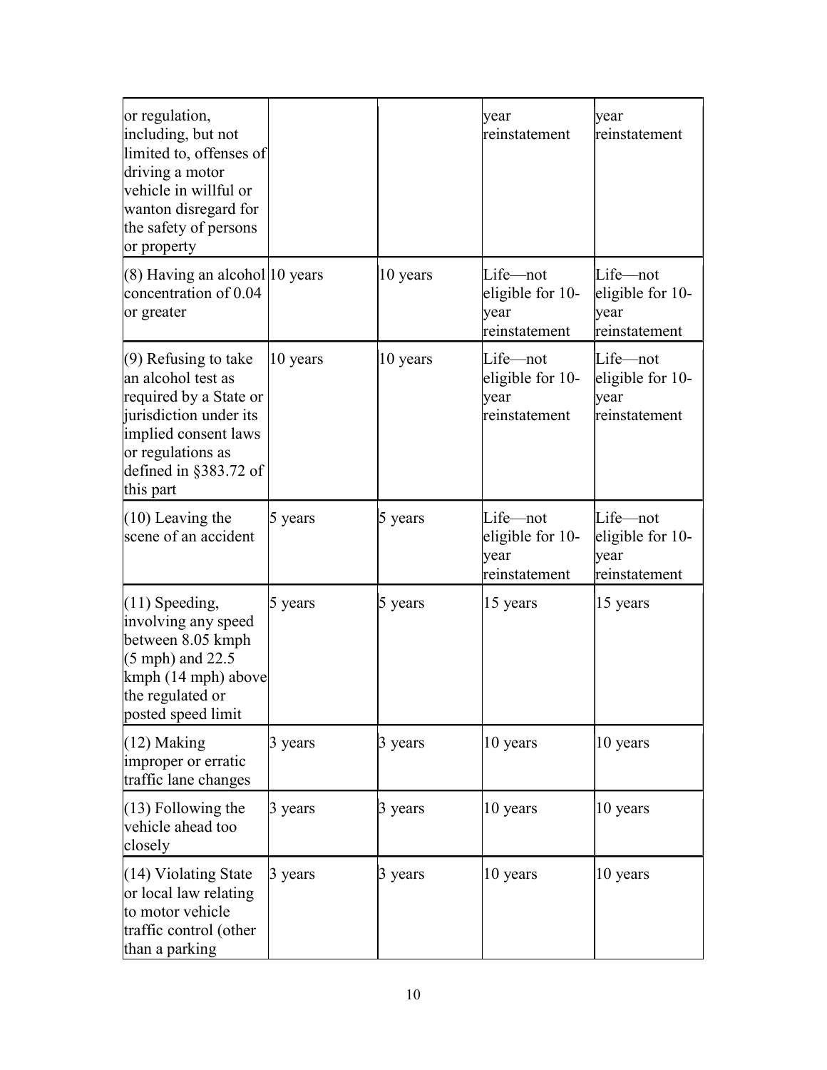| | | | | |
|---|---|---|---|---|
| or regulation, including, but not limited to, offenses of driving a motor vehicle in willful or wanton disregard for the safety of persons or property | | | year reinstatement | year reinstatement |
| (8) Having an alcohol concentration of 0.04 or greater | 10 years | 10 years | Life—not eligible for 10-year reinstatement | Life—not eligible for 10-year reinstatement |
| (9) Refusing to take an alcohol test as required by a State or jurisdiction under its implied consent laws or regulations as defined in §383.72 of this part | 10 years | 10 years | Life—not eligible for 10-year reinstatement | Life—not eligible for 10-year reinstatement |
| (10) Leaving the scene of an accident | 5 years | 5 years | Life—not eligible for 10-year reinstatement | Life—not eligible for 10-year reinstatement |
| (11) Speeding, involving any speed between 8.05 kmph (5 mph) and 22.5 kmph (14 mph) above the regulated or posted speed limit | 5 years | 5 years | 15 years | 15 years |
| (12) Making improper or erratic traffic lane changes | 3 years | 3 years | 10 years | 10 years |
| (13) Following the vehicle ahead too closely | 3 years | 3 years | 10 years | 10 years |
| (14) Violating State or local law relating to motor vehicle traffic control (other than a parking | 3 years | 3 years | 10 years | 10 years |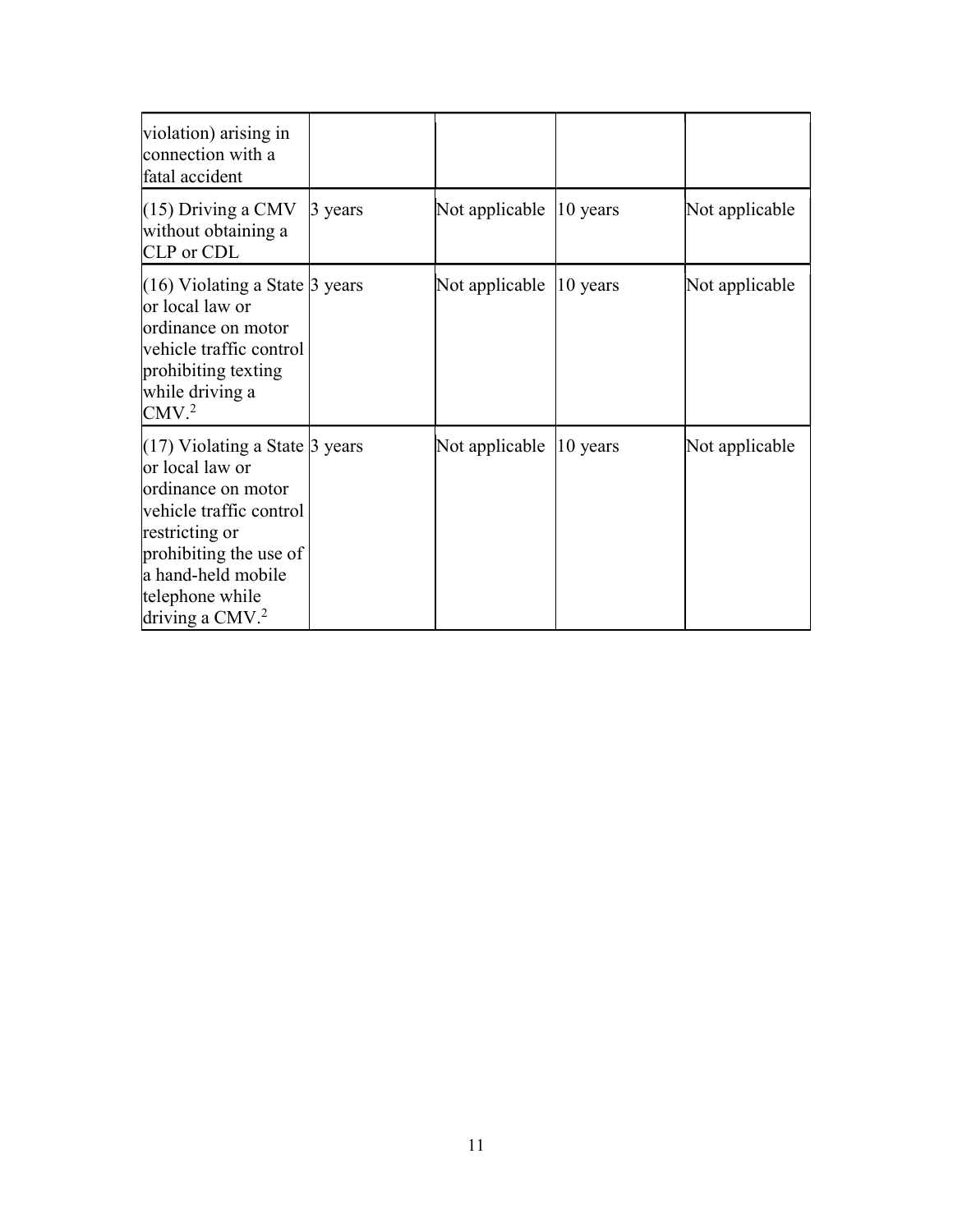| | | | | |
|---|---|---|---|---|
| violation) arising in connection with a fatal accident | | | | |
| (15) Driving a CMV without obtaining a CLP or CDL | 3 years | Not applicable | 10 years | Not applicable |
| (16) Violating a State or local law or ordinance on motor vehicle traffic control prohibiting texting while driving a CMV.[2] | 3 years | Not applicable | 10 years | Not applicable |
| (17) Violating a State or local law or ordinance on motor vehicle traffic control restricting or prohibiting the use of a hand-held mobile telephone while driving a CMV.[2] | 3 years | Not applicable | 10 years | Not applicable |